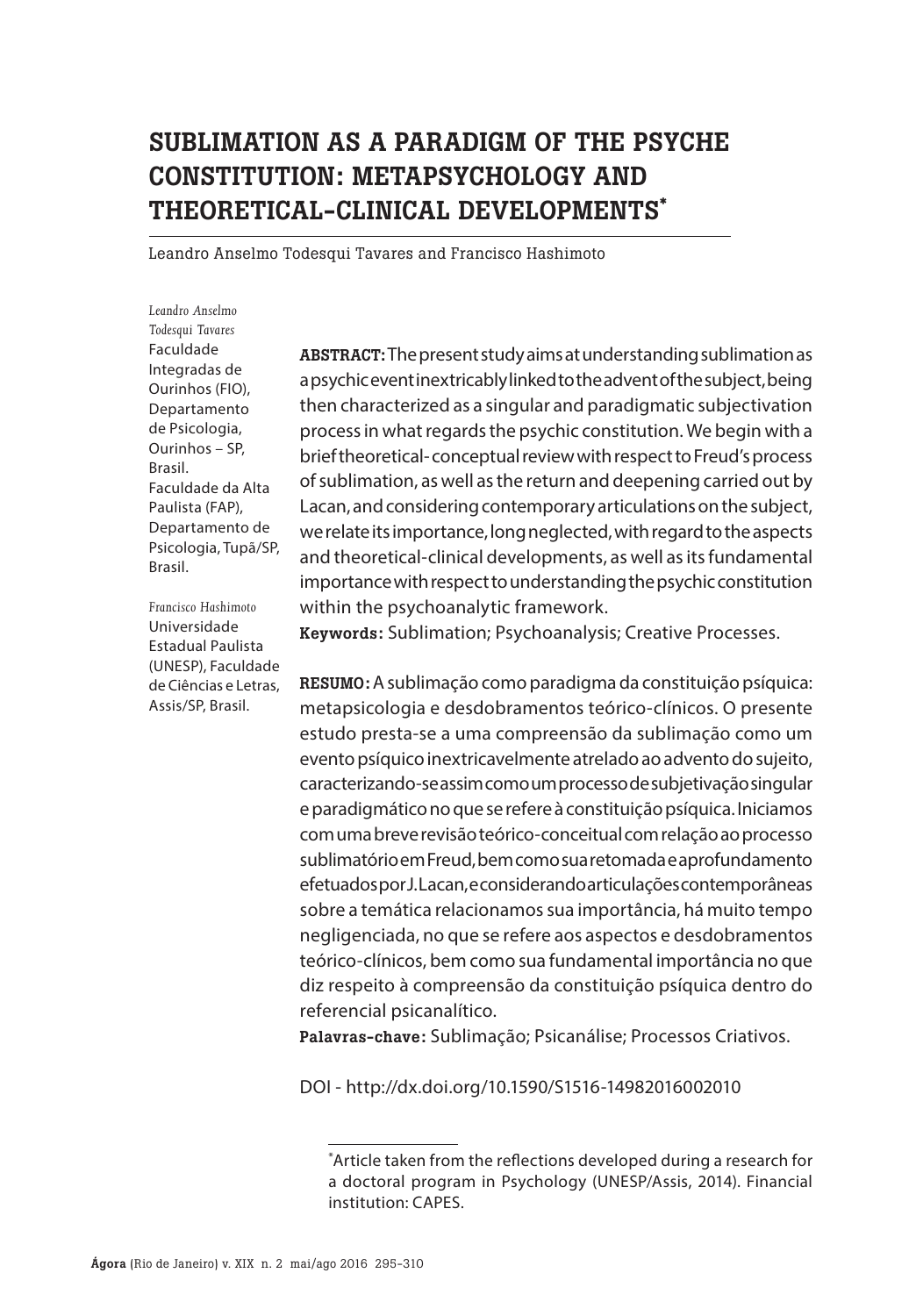# SUBLIMATION AS A PARADIGM OF THE PSYCHE CONSTITUTION: METAPSYCHOLOGY AND THEORETICAL-CLINICAL DEVELOPMENTS*

Leandro Anselmo Todesqui Tavares and Francisco Hashimoto

*Leandro Anselmo Todesqui Tavares*
Faculdade Integradas de Ourinhos (FIO), Departamento de Psicologia, Ourinhos – SP, Brasil.
Faculdade da Alta Paulista (FAP), Departamento de Psicologia, Tupã/SP, Brasil.

*Francisco Hashimoto*
Universidade Estadual Paulista (UNESP), Faculdade de Ciências e Letras, Assis/SP, Brasil.

**ABSTRACT:** The present study aims at understanding sublimation as a psychic event inextricably linked to the advent of the subject, being then characterized as a singular and paradigmatic subjectivation process in what regards the psychic constitution. We begin with a brief theoretical- conceptual review with respect to Freud's process of sublimation, as well as the return and deepening carried out by Lacan, and considering contemporary articulations on the subject, we relate its importance, long neglected, with regard to the aspects and theoretical-clinical developments, as well as its fundamental importance with respect to understanding the psychic constitution within the psychoanalytic framework.

**Keywords:** Sublimation; Psychoanalysis; Creative Processes.

**RESUMO:** A sublimação como paradigma da constituição psíquica: metapsicologia e desdobramentos teórico-clínicos. O presente estudo presta-se a uma compreensão da sublimação como um evento psíquico inextricavelmente atrelado ao advento do sujeito, caracterizando-se assim como um processo de subjetivação singular e paradigmático no que se refere à constituição psíquica. Iniciamos com uma breve revisão teórico-conceitual com relação ao processo sublimatório em Freud, bem como sua retomada e aprofundamento efetuados por J. Lacan, e considerando articulações contemporâneas sobre a temática relacionamos sua importância, há muito tempo negligenciada, no que se refere aos aspectos e desdobramentos teórico-clínicos, bem como sua fundamental importância no que diz respeito à compreensão da constituição psíquica dentro do referencial psicanalítico.

**Palavras-chave:** Sublimação; Psicanálise; Processos Criativos.

DOI - http://dx.doi.org/10.1590/S1516-14982016002010

*Article taken from the reflections developed during a research for a doctoral program in Psychology (UNESP/Assis, 2014). Financial institution: CAPES.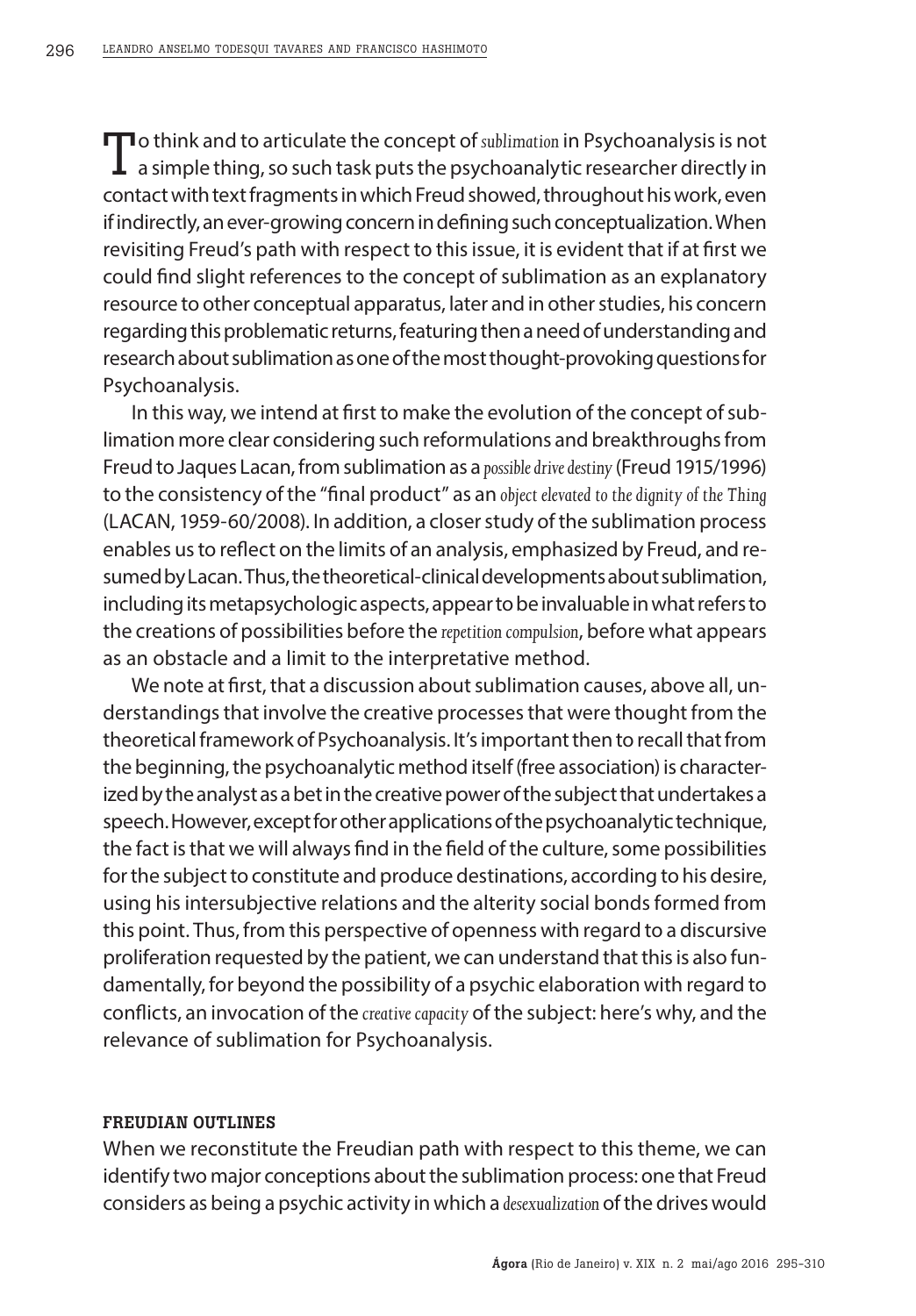To think and to articulate the concept of *sublimation* in Psychoanalysis is not a simple thing, so such task puts the psychoanalytic researcher directly in contact with text fragments in which Freud showed, throughout his work, even if indirectly, an ever-growing concern in defining such conceptualization. When revisiting Freud's path with respect to this issue, it is evident that if at first we could find slight references to the concept of sublimation as an explanatory resource to other conceptual apparatus, later and in other studies, his concern regarding this problematic returns, featuring then a need of understanding and research about sublimation as one of the most thought-provoking questions for Psychoanalysis.

In this way, we intend at first to make the evolution of the concept of sublimation more clear considering such reformulations and breakthroughs from Freud to Jaques Lacan, from sublimation as a *possible drive destiny* (Freud 1915/1996) to the consistency of the "final product" as an *object elevated to the dignity of the Thing* (LACAN, 1959-60/2008). In addition, a closer study of the sublimation process enables us to reflect on the limits of an analysis, emphasized by Freud, and resumed by Lacan. Thus, the theoretical-clinical developments about sublimation, including its metapsychologic aspects, appear to be invaluable in what refers to the creations of possibilities before the *repetition compulsion*, before what appears as an obstacle and a limit to the interpretative method.

We note at first, that a discussion about sublimation causes, above all, understandings that involve the creative processes that were thought from the theoretical framework of Psychoanalysis. It's important then to recall that from the beginning, the psychoanalytic method itself (free association) is characterized by the analyst as a bet in the creative power of the subject that undertakes a speech. However, except for other applications of the psychoanalytic technique, the fact is that we will always find in the field of the culture, some possibilities for the subject to constitute and produce destinations, according to his desire, using his intersubjective relations and the alterity social bonds formed from this point. Thus, from this perspective of openness with regard to a discursive proliferation requested by the patient, we can understand that this is also fundamentally, for beyond the possibility of a psychic elaboration with regard to conflicts, an invocation of the *creative capacity* of the subject: here's why, and the relevance of sublimation for Psychoanalysis.

## FREUDIAN OUTLINES

When we reconstitute the Freudian path with respect to this theme, we can identify two major conceptions about the sublimation process: one that Freud considers as being a psychic activity in which a *desexualization* of the drives would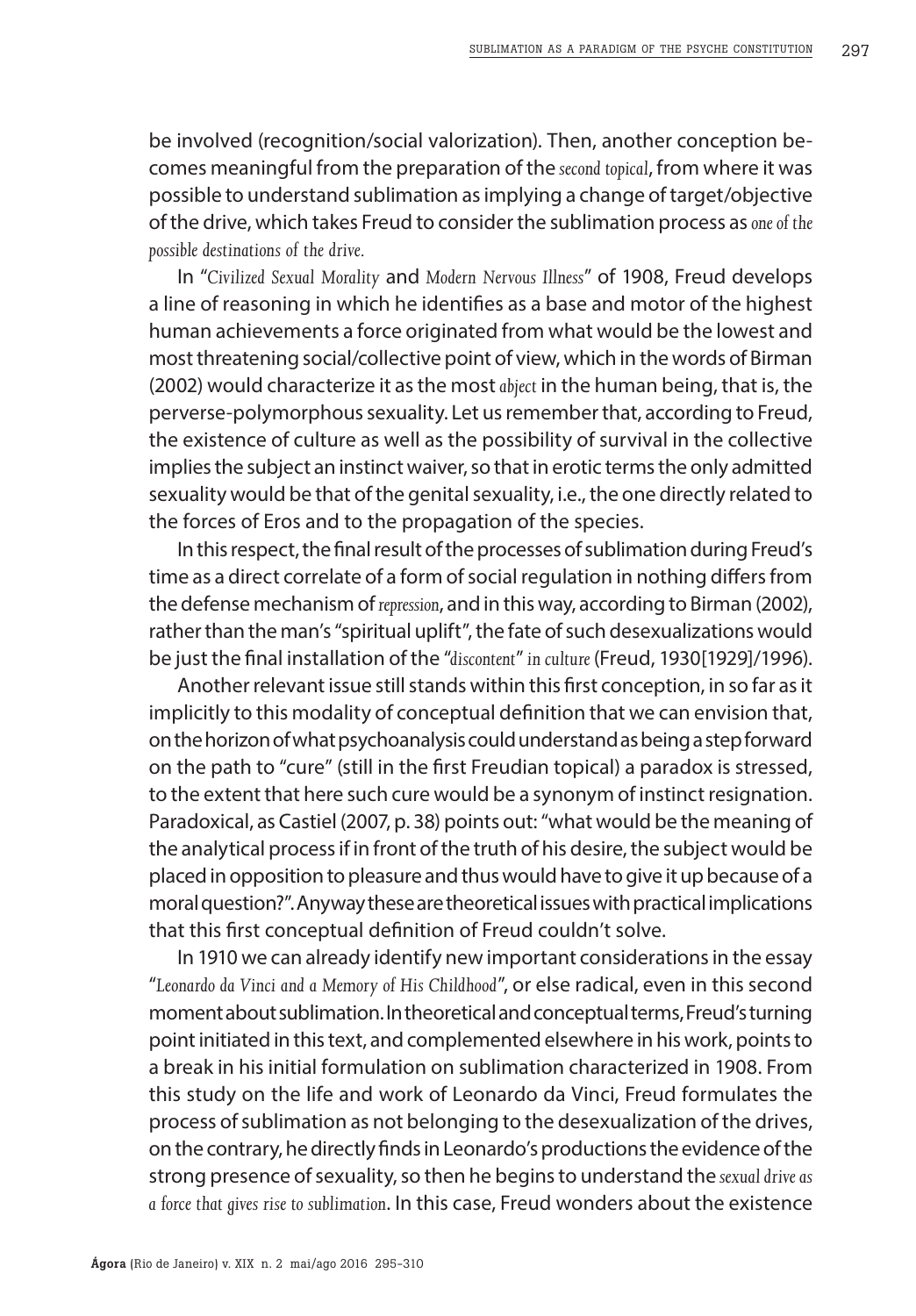be involved (recognition/social valorization). Then, another conception becomes meaningful from the preparation of the *second topical*, from where it was possible to understand sublimation as implying a change of target/objective of the drive, which takes Freud to consider the sublimation process as *one of the possible destinations of the drive*.

In "*Civilized Sexual Morality* and *Modern Nervous Illness*" of 1908, Freud develops a line of reasoning in which he identifies as a base and motor of the highest human achievements a force originated from what would be the lowest and most threatening social/collective point of view, which in the words of Birman (2002) would characterize it as the most *abject* in the human being, that is, the perverse-polymorphous sexuality. Let us remember that, according to Freud, the existence of culture as well as the possibility of survival in the collective implies the subject an instinct waiver, so that in erotic terms the only admitted sexuality would be that of the genital sexuality, i.e., the one directly related to the forces of Eros and to the propagation of the species.

In this respect, the final result of the processes of sublimation during Freud's time as a direct correlate of a form of social regulation in nothing differs from the defense mechanism of *repression*, and in this way, according to Birman (2002), rather than the man's "spiritual uplift", the fate of such desexualizations would be just the final installation of the "*discontent*" *in culture* (Freud, 1930[1929]/1996).

Another relevant issue still stands within this first conception, in so far as it implicitly to this modality of conceptual definition that we can envision that, on the horizon of what psychoanalysis could understand as being a step forward on the path to "cure" (still in the first Freudian topical) a paradox is stressed, to the extent that here such cure would be a synonym of instinct resignation. Paradoxical, as Castiel (2007, p. 38) points out: "what would be the meaning of the analytical process if in front of the truth of his desire, the subject would be placed in opposition to pleasure and thus would have to give it up because of a moral question?". Anyway these are theoretical issues with practical implications that this first conceptual definition of Freud couldn't solve.

In 1910 we can already identify new important considerations in the essay "*Leonardo da Vinci and a Memory of His Childhood*", or else radical, even in this second moment about sublimation. In theoretical and conceptual terms, Freud's turning point initiated in this text, and complemented elsewhere in his work, points to a break in his initial formulation on sublimation characterized in 1908. From this study on the life and work of Leonardo da Vinci, Freud formulates the process of sublimation as not belonging to the desexualization of the drives, on the contrary, he directly finds in Leonardo's productions the evidence of the strong presence of sexuality, so then he begins to understand the *sexual drive as a force that gives rise to sublimation*. In this case, Freud wonders about the existence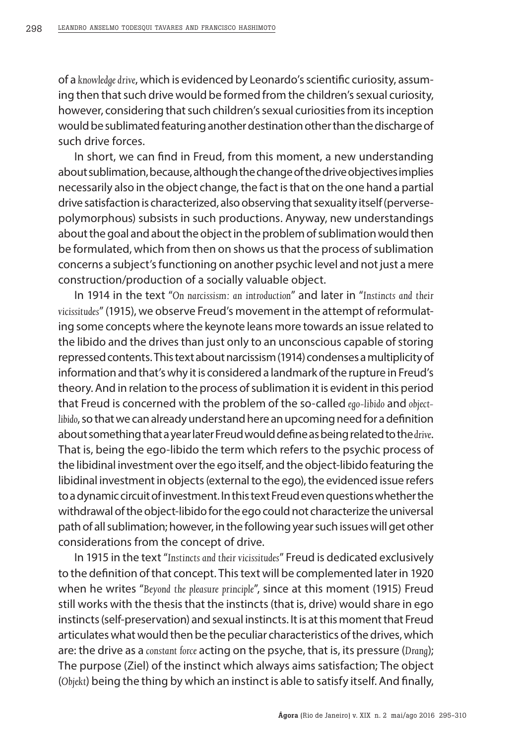of a *knowledge drive*, which is evidenced by Leonardo's scientific curiosity, assuming then that such drive would be formed from the children's sexual curiosity, however, considering that such children's sexual curiosities from its inception would be sublimated featuring another destination other than the discharge of such drive forces.

In short, we can find in Freud, from this moment, a new understanding about sublimation, because, although the change of the drive objectives implies necessarily also in the object change, the fact is that on the one hand a partial drive satisfaction is characterized, also observing that sexuality itself (perverse-polymorphous) subsists in such productions. Anyway, new understandings about the goal and about the object in the problem of sublimation would then be formulated, which from then on shows us that the process of sublimation concerns a subject's functioning on another psychic level and not just a mere construction/production of a socially valuable object.

In 1914 in the text "*On narcissism: an introduction*" and later in "*Instincts and their vicissitudes*" (1915), we observe Freud's movement in the attempt of reformulating some concepts where the keynote leans more towards an issue related to the libido and the drives than just only to an unconscious capable of storing repressed contents. This text about narcissism (1914) condenses a multiplicity of information and that's why it is considered a landmark of the rupture in Freud's theory. And in relation to the process of sublimation it is evident in this period that Freud is concerned with the problem of the so-called *ego-libido* and *object-libido*, so that we can already understand here an upcoming need for a definition about something that a year later Freud would define as being related to the *drive*. That is, being the ego-libido the term which refers to the psychic process of the libidinal investment over the ego itself, and the object-libido featuring the libidinal investment in objects (external to the ego), the evidenced issue refers to a dynamic circuit of investment. In this text Freud even questions whether the withdrawal of the object-libido for the ego could not characterize the universal path of all sublimation; however, in the following year such issues will get other considerations from the concept of drive.

In 1915 in the text "*Instincts and their vicissitudes*" Freud is dedicated exclusively to the definition of that concept. This text will be complemented later in 1920 when he writes "*Beyond the pleasure principle*", since at this moment (1915) Freud still works with the thesis that the instincts (that is, drive) would share in ego instincts (self-preservation) and sexual instincts. It is at this moment that Freud articulates what would then be the peculiar characteristics of the drives, which are: the drive as a *constant force* acting on the psyche, that is, its pressure (*Drang*); The purpose (Ziel) of the instinct which always aims satisfaction; The object (*Objekt*) being the thing by which an instinct is able to satisfy itself. And finally,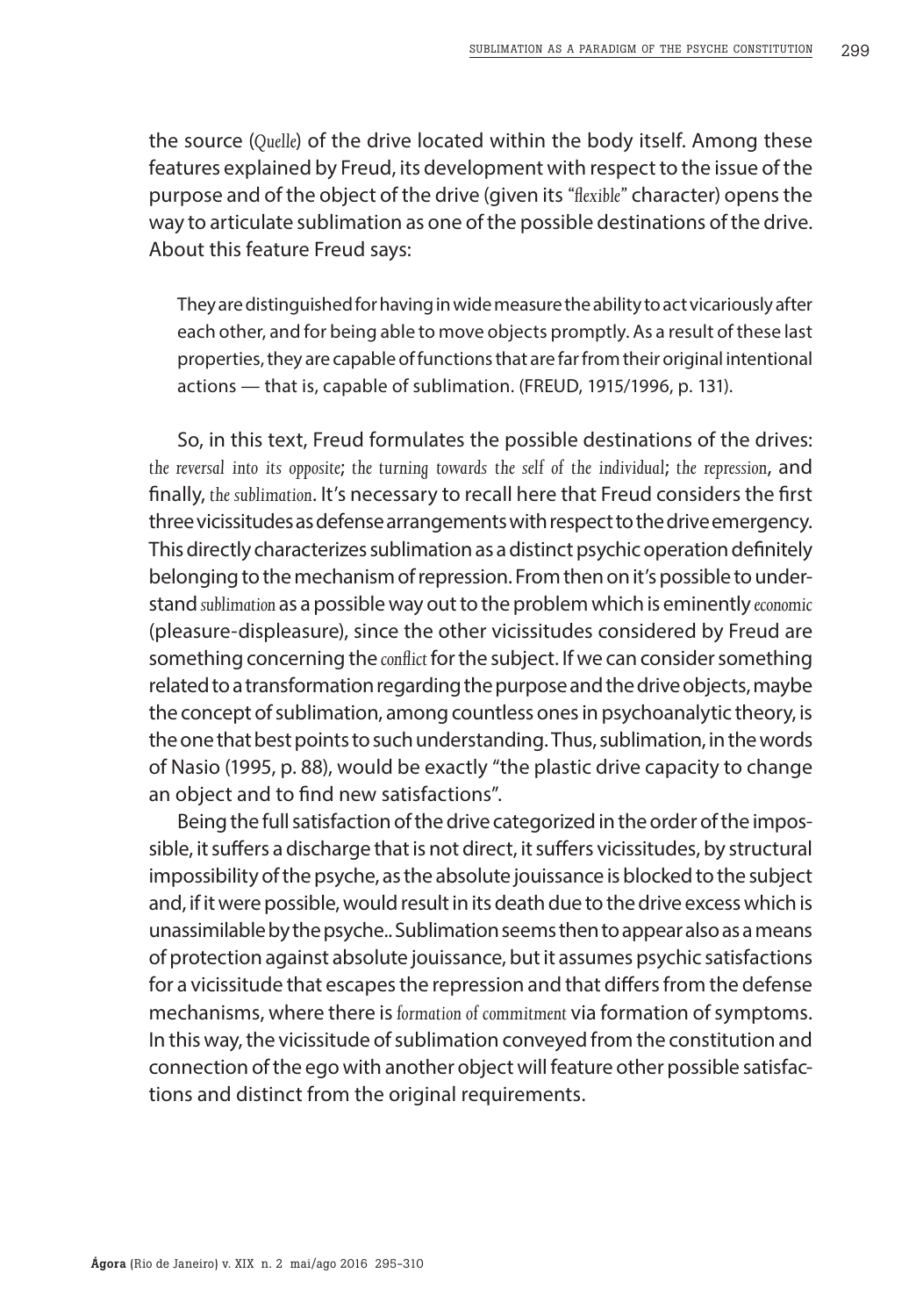the source (*Quelle*) of the drive located within the body itself. Among these features explained by Freud, its development with respect to the issue of the purpose and of the object of the drive (given its "*flexible*" character) opens the way to articulate sublimation as one of the possible destinations of the drive. About this feature Freud says:

> They are distinguished for having in wide measure the ability to act vicariously after each other, and for being able to move objects promptly. As a result of these last properties, they are capable of functions that are far from their original intentional actions — that is, capable of sublimation. (FREUD, 1915/1996, p. 131).

So, in this text, Freud formulates the possible destinations of the drives: *the reversal into its opposite*; *the turning towards the self of the individual*; *the repression*, and finally, *the sublimation*. It's necessary to recall here that Freud considers the first three vicissitudes as defense arrangements with respect to the drive emergency. This directly characterizes sublimation as a distinct psychic operation definitely belonging to the mechanism of repression. From then on it's possible to understand *sublimation* as a possible way out to the problem which is eminently *economic* (pleasure-displeasure), since the other vicissitudes considered by Freud are something concerning the *conflict* for the subject. If we can consider something related to a transformation regarding the purpose and the drive objects, maybe the concept of sublimation, among countless ones in psychoanalytic theory, is the one that best points to such understanding. Thus, sublimation, in the words of Nasio (1995, p. 88), would be exactly "the plastic drive capacity to change an object and to find new satisfactions".

Being the full satisfaction of the drive categorized in the order of the impossible, it suffers a discharge that is not direct, it suffers vicissitudes, by structural impossibility of the psyche, as the absolute jouissance is blocked to the subject and, if it were possible, would result in its death due to the drive excess which is unassimilable by the psyche.. Sublimation seems then to appear also as a means of protection against absolute jouissance, but it assumes psychic satisfactions for a vicissitude that escapes the repression and that differs from the defense mechanisms, where there is *formation of commitment* via formation of symptoms. In this way, the vicissitude of sublimation conveyed from the constitution and connection of the ego with another object will feature other possible satisfactions and distinct from the original requirements.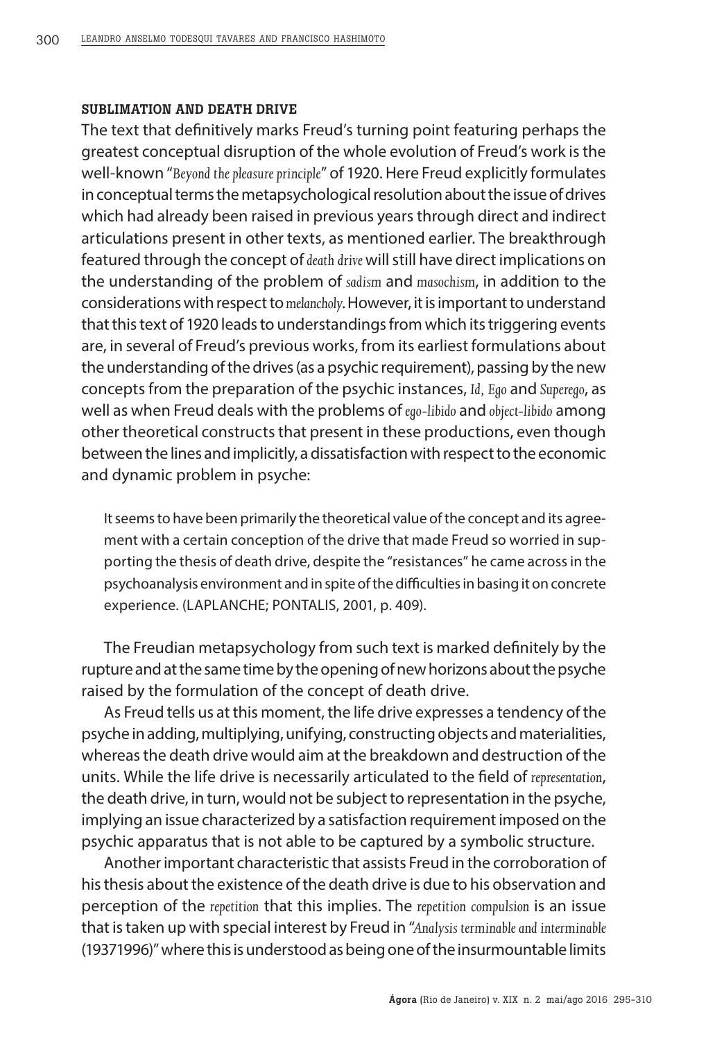## SUBLIMATION AND DEATH DRIVE

The text that definitively marks Freud's turning point featuring perhaps the greatest conceptual disruption of the whole evolution of Freud's work is the well-known "*Beyond the pleasure principle*" of 1920. Here Freud explicitly formulates in conceptual terms the metapsychological resolution about the issue of drives which had already been raised in previous years through direct and indirect articulations present in other texts, as mentioned earlier. The breakthrough featured through the concept of *death drive* will still have direct implications on the understanding of the problem of *sadism* and *masochism*, in addition to the considerations with respect to *melancholy*. However, it is important to understand that this text of 1920 leads to understandings from which its triggering events are, in several of Freud's previous works, from its earliest formulations about the understanding of the drives (as a psychic requirement), passing by the new concepts from the preparation of the psychic instances, *Id*, *Ego* and *Superego*, as well as when Freud deals with the problems of *ego-libido* and *object-libido* among other theoretical constructs that present in these productions, even though between the lines and implicitly, a dissatisfaction with respect to the economic and dynamic problem in psyche:

> It seems to have been primarily the theoretical value of the concept and its agreement with a certain conception of the drive that made Freud so worried in supporting the thesis of death drive, despite the "resistances" he came across in the psychoanalysis environment and in spite of the difficulties in basing it on concrete experience. (LAPLANCHE; PONTALIS, 2001, p. 409).

The Freudian metapsychology from such text is marked definitely by the rupture and at the same time by the opening of new horizons about the psyche raised by the formulation of the concept of death drive.

As Freud tells us at this moment, the life drive expresses a tendency of the psyche in adding, multiplying, unifying, constructing objects and materialities, whereas the death drive would aim at the breakdown and destruction of the units. While the life drive is necessarily articulated to the field of *representation*, the death drive, in turn, would not be subject to representation in the psyche, implying an issue characterized by a satisfaction requirement imposed on the psychic apparatus that is not able to be captured by a symbolic structure.

Another important characteristic that assists Freud in the corroboration of his thesis about the existence of the death drive is due to his observation and perception of the *repetition* that this implies. The *repetition compulsion* is an issue that is taken up with special interest by Freud in "*Analysis terminable and interminable* (19371996)" where this is understood as being one of the insurmountable limits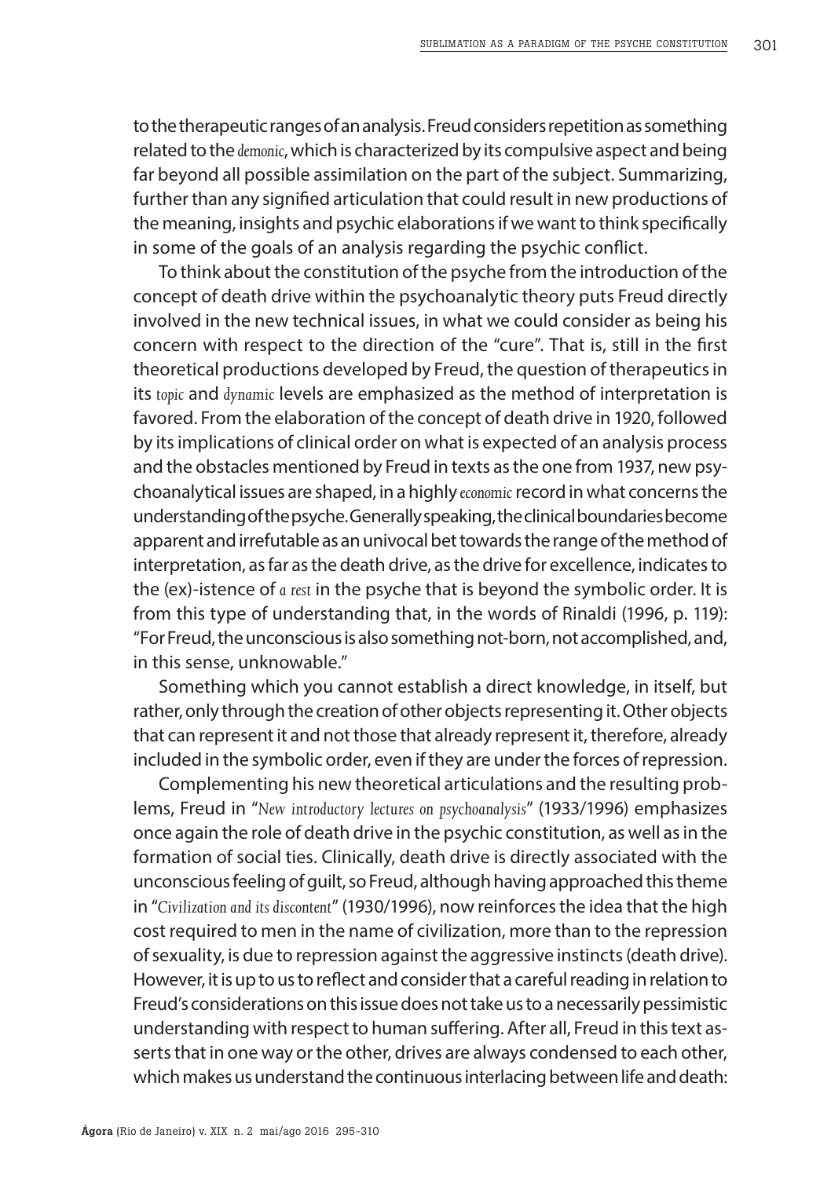to the therapeutic ranges of an analysis. Freud considers repetition as something related to the *demonic*, which is characterized by its compulsive aspect and being far beyond all possible assimilation on the part of the subject. Summarizing, further than any signified articulation that could result in new productions of the meaning, insights and psychic elaborations if we want to think specifically in some of the goals of an analysis regarding the psychic conflict.

To think about the constitution of the psyche from the introduction of the concept of death drive within the psychoanalytic theory puts Freud directly involved in the new technical issues, in what we could consider as being his concern with respect to the direction of the "cure". That is, still in the first theoretical productions developed by Freud, the question of therapeutics in its *topic* and *dynamic* levels are emphasized as the method of interpretation is favored. From the elaboration of the concept of death drive in 1920, followed by its implications of clinical order on what is expected of an analysis process and the obstacles mentioned by Freud in texts as the one from 1937, new psychoanalytical issues are shaped, in a highly *economic* record in what concerns the understanding of the psyche. Generally speaking, the clinical boundaries become apparent and irrefutable as an univocal bet towards the range of the method of interpretation, as far as the death drive, as the drive for excellence, indicates to the (ex)-istence of *a rest* in the psyche that is beyond the symbolic order. It is from this type of understanding that, in the words of Rinaldi (1996, p. 119): "For Freud, the unconscious is also something not-born, not accomplished, and, in this sense, unknowable."

Something which you cannot establish a direct knowledge, in itself, but rather, only through the creation of other objects representing it. Other objects that can represent it and not those that already represent it, therefore, already included in the symbolic order, even if they are under the forces of repression.

Complementing his new theoretical articulations and the resulting problems, Freud in "*New introductory lectures on psychoanalysis*" (1933/1996) emphasizes once again the role of death drive in the psychic constitution, as well as in the formation of social ties. Clinically, death drive is directly associated with the unconscious feeling of guilt, so Freud, although having approached this theme in "*Civilization and its discontent*" (1930/1996), now reinforces the idea that the high cost required to men in the name of civilization, more than to the repression of sexuality, is due to repression against the aggressive instincts (death drive). However, it is up to us to reflect and consider that a careful reading in relation to Freud's considerations on this issue does not take us to a necessarily pessimistic understanding with respect to human suffering. After all, Freud in this text asserts that in one way or the other, drives are always condensed to each other, which makes us understand the continuous interlacing between life and death: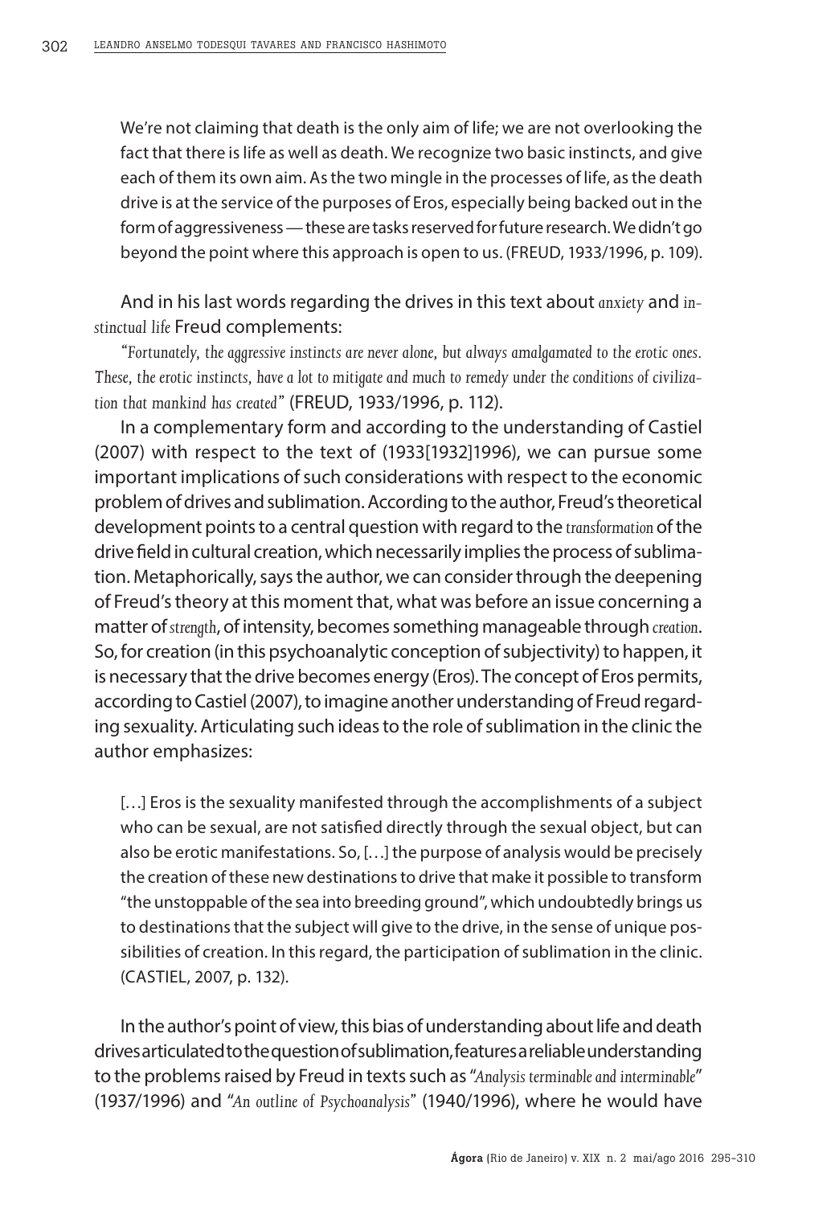> We're not claiming that death is the only aim of life; we are not overlooking the fact that there is life as well as death. We recognize two basic instincts, and give each of them its own aim. As the two mingle in the processes of life, as the death drive is at the service of the purposes of Eros, especially being backed out in the form of aggressiveness — these are tasks reserved for future research. We didn't go beyond the point where this approach is open to us. (FREUD, 1933/1996, p. 109).

And in his last words regarding the drives in this text about *anxiety* and *instinctual life* Freud complements:

"*Fortunately, the aggressive instincts are never alone, but always amalgamated to the erotic ones. These, the erotic instincts, have a lot to mitigate and much to remedy under the conditions of civilization that mankind has created*" (FREUD, 1933/1996, p. 112).

In a complementary form and according to the understanding of Castiel (2007) with respect to the text of (1933[1932]1996), we can pursue some important implications of such considerations with respect to the economic problem of drives and sublimation. According to the author, Freud's theoretical development points to a central question with regard to the *transformation* of the drive field in cultural creation, which necessarily implies the process of sublimation. Metaphorically, says the author, we can consider through the deepening of Freud's theory at this moment that, what was before an issue concerning a matter of *strength*, of intensity, becomes something manageable through *creation*. So, for creation (in this psychoanalytic conception of subjectivity) to happen, it is necessary that the drive becomes energy (Eros). The concept of Eros permits, according to Castiel (2007), to imagine another understanding of Freud regarding sexuality. Articulating such ideas to the role of sublimation in the clinic the author emphasizes:

> […] Eros is the sexuality manifested through the accomplishments of a subject who can be sexual, are not satisfied directly through the sexual object, but can also be erotic manifestations. So, […] the purpose of analysis would be precisely the creation of these new destinations to drive that make it possible to transform "the unstoppable of the sea into breeding ground", which undoubtedly brings us to destinations that the subject will give to the drive, in the sense of unique possibilities of creation. In this regard, the participation of sublimation in the clinic. (CASTIEL, 2007, p. 132).

In the author's point of view, this bias of understanding about life and death drives articulated to the question of sublimation, features a reliable understanding to the problems raised by Freud in texts such as "*Analysis terminable and interminable*" (1937/1996) and "*An outline of Psychoanalysis*" (1940/1996), where he would have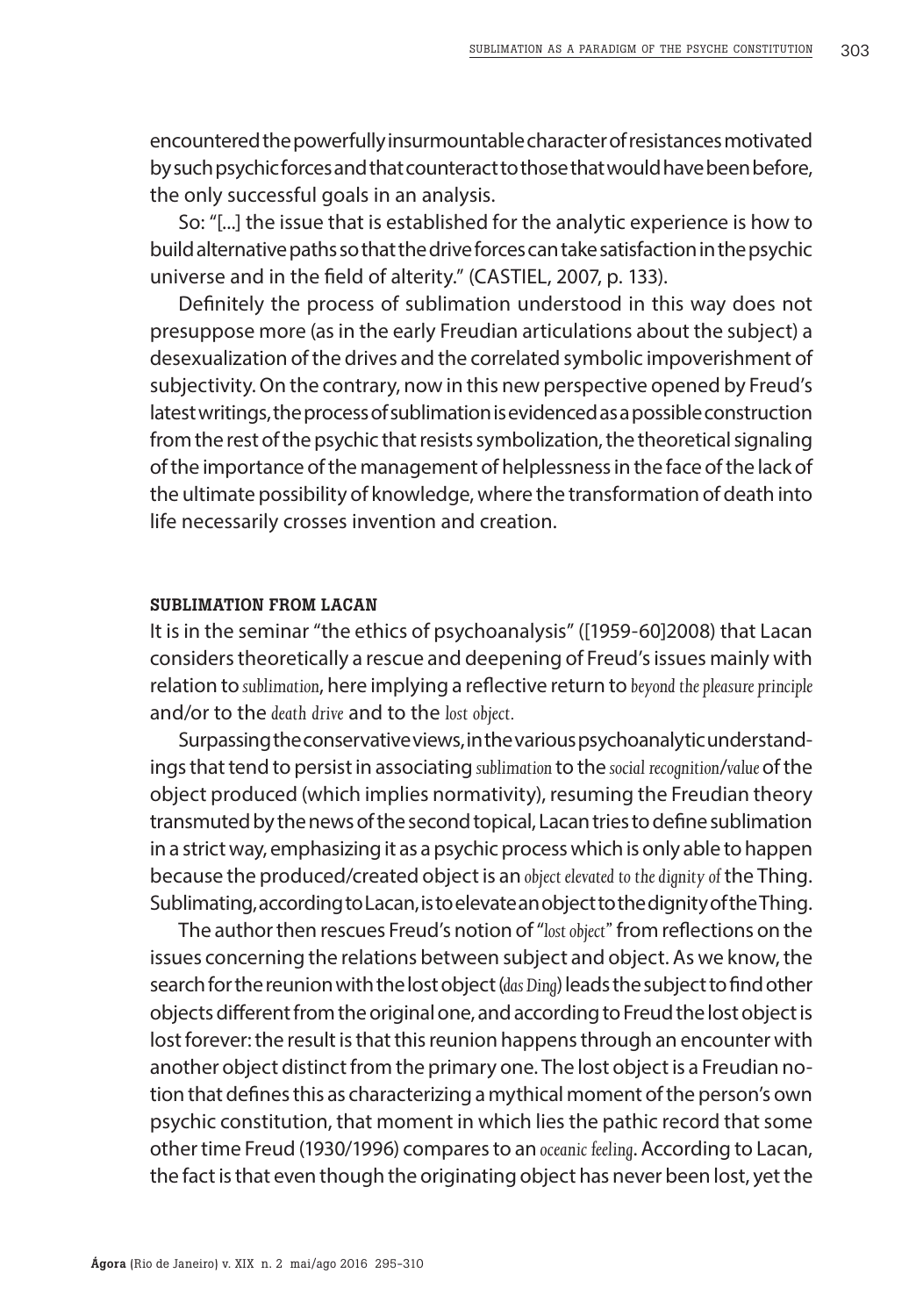encountered the powerfully insurmountable character of resistances motivated by such psychic forces and that counteract to those that would have been before, the only successful goals in an analysis.

So: "[...] the issue that is established for the analytic experience is how to build alternative paths so that the drive forces can take satisfaction in the psychic universe and in the field of alterity." (CASTIEL, 2007, p. 133).

Definitely the process of sublimation understood in this way does not presuppose more (as in the early Freudian articulations about the subject) a desexualization of the drives and the correlated symbolic impoverishment of subjectivity. On the contrary, now in this new perspective opened by Freud's latest writings, the process of sublimation is evidenced as a possible construction from the rest of the psychic that resists symbolization, the theoretical signaling of the importance of the management of helplessness in the face of the lack of the ultimate possibility of knowledge, where the transformation of death into life necessarily crosses invention and creation.

## SUBLIMATION FROM LACAN

It is in the seminar "the ethics of psychoanalysis" ([1959-60]2008) that Lacan considers theoretically a rescue and deepening of Freud's issues mainly with relation to *sublimation*, here implying a reflective return to *beyond the pleasure principle* and/or to the *death drive* and to the *lost object*.

Surpassing the conservative views, in the various psychoanalytic understandings that tend to persist in associating *sublimation* to the *social recognition/value* of the object produced (which implies normativity), resuming the Freudian theory transmuted by the news of the second topical, Lacan tries to define sublimation in a strict way, emphasizing it as a psychic process which is only able to happen because the produced/created object is an *object elevated to the dignity of* the Thing. Sublimating, according to Lacan, is to elevate an object to the dignity of the Thing.

The author then rescues Freud's notion of "*lost object*" from reflections on the issues concerning the relations between subject and object. As we know, the search for the reunion with the lost object (*das Ding*) leads the subject to find other objects different from the original one, and according to Freud the lost object is lost forever: the result is that this reunion happens through an encounter with another object distinct from the primary one. The lost object is a Freudian notion that defines this as characterizing a mythical moment of the person's own psychic constitution, that moment in which lies the pathic record that some other time Freud (1930/1996) compares to an *oceanic feeling*. According to Lacan, the fact is that even though the originating object has never been lost, yet the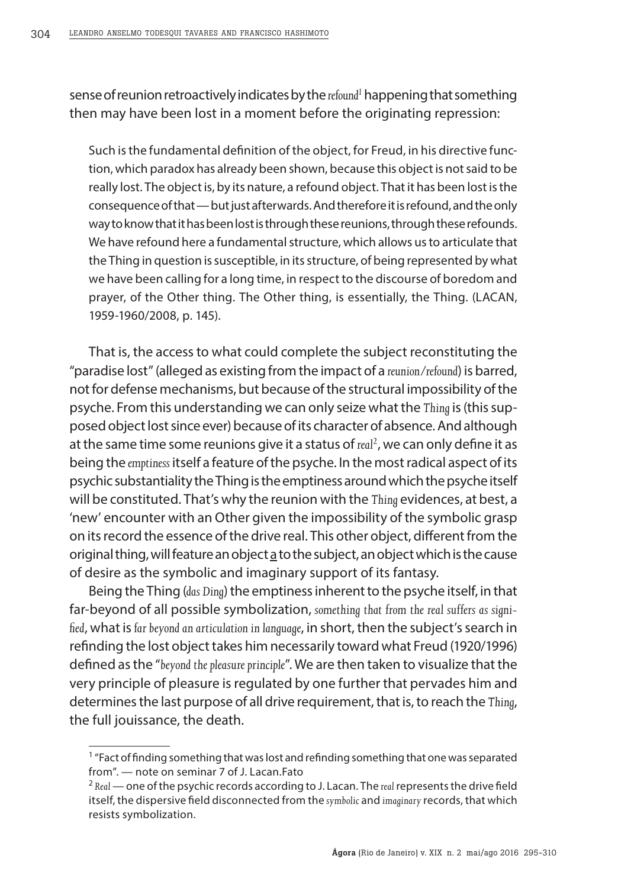sense of reunion retroactively indicates by the *refound*[1] happening that something then may have been lost in a moment before the originating repression:

> Such is the fundamental definition of the object, for Freud, in his directive function, which paradox has already been shown, because this object is not said to be really lost. The object is, by its nature, a refound object. That it has been lost is the consequence of that — but just afterwards. And therefore it is refound, and the only way to know that it has been lost is through these reunions, through these refounds. We have refound here a fundamental structure, which allows us to articulate that the Thing in question is susceptible, in its structure, of being represented by what we have been calling for a long time, in respect to the discourse of boredom and prayer, of the Other thing. The Other thing, is essentially, the Thing. (LACAN, 1959-1960/2008, p. 145).

That is, the access to what could complete the subject reconstituting the "paradise lost" (alleged as existing from the impact of a *reunion/refound*) is barred, not for defense mechanisms, but because of the structural impossibility of the psyche. From this understanding we can only seize what the *Thing* is (this supposed object lost since ever) because of its character of absence. And although at the same time some reunions give it a status of *real*[2], we can only define it as being the *emptiness* itself a feature of the psyche. In the most radical aspect of its psychic substantiality the Thing is the emptiness around which the psyche itself will be constituted. That's why the reunion with the *Thing* evidences, at best, a 'new' encounter with an Other given the impossibility of the symbolic grasp on its record the essence of the drive real. This other object, different from the original thing, will feature an object a to the subject, an object which is the cause of desire as the symbolic and imaginary support of its fantasy.

Being the Thing (*das Ding*) the emptiness inherent to the psyche itself, in that far-beyond of all possible symbolization, *something that from the real suffers as signified*, what is *far beyond an articulation in language*, in short, then the subject's search in refinding the lost object takes him necessarily toward what Freud (1920/1996) defined as the "*beyond the pleasure principle*". We are then taken to visualize that the very principle of pleasure is regulated by one further that pervades him and determines the last purpose of all drive requirement, that is, to reach the *Thing*, the full jouissance, the death.

---

[1] "Fact of finding something that was lost and refinding something that one was separated from". — note on seminar 7 of J. Lacan.Fato

[2] *Real* — one of the psychic records according to J. Lacan. The *real* represents the drive field itself, the dispersive field disconnected from the *symbolic* and *imaginary* records, that which resists symbolization.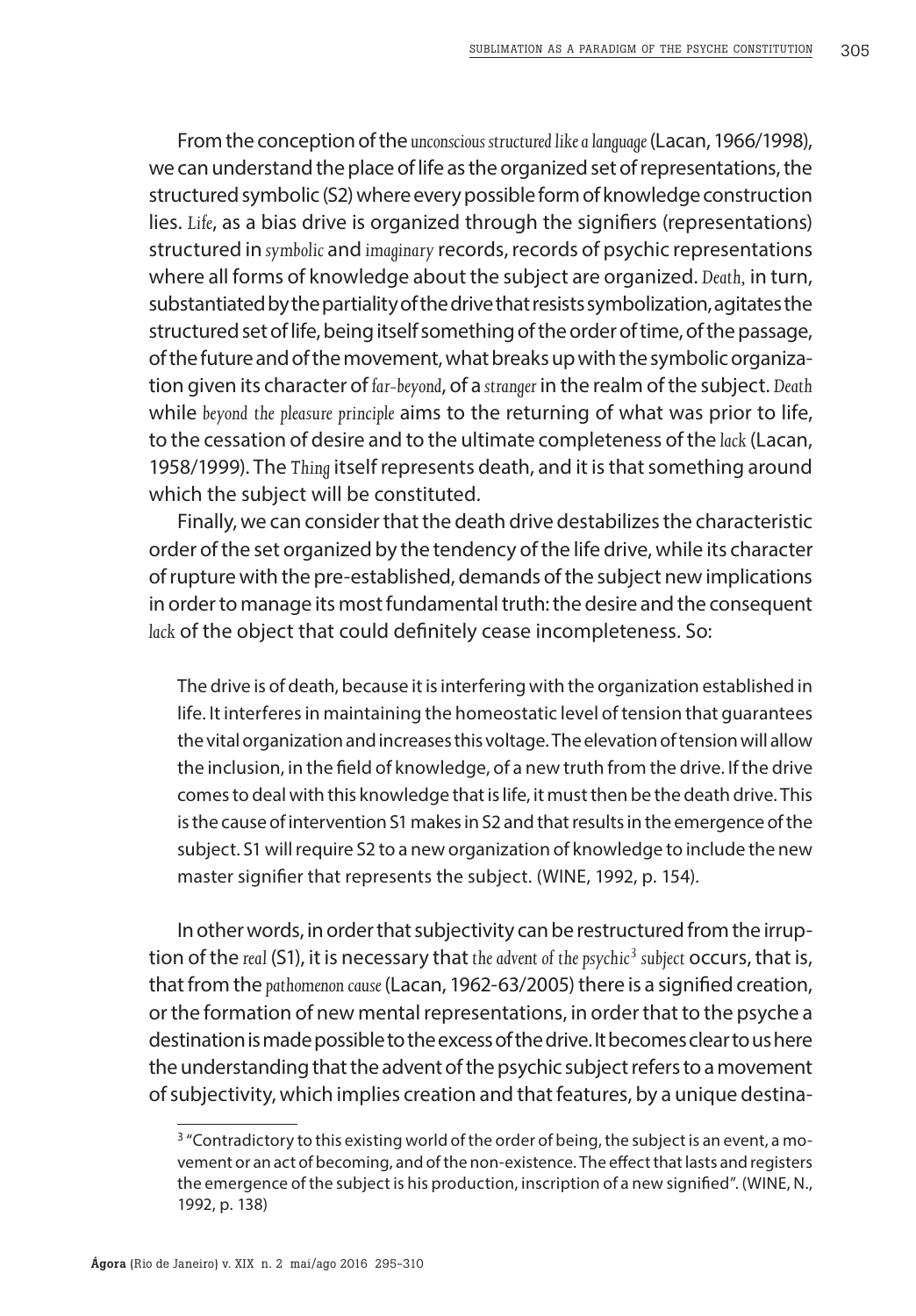From the conception of the *unconscious structured like a language* (Lacan, 1966/1998), we can understand the place of life as the organized set of representations, the structured symbolic (S2) where every possible form of knowledge construction lies. *Life*, as a bias drive is organized through the signifiers (representations) structured in *symbolic* and *imaginary* records, records of psychic representations where all forms of knowledge about the subject are organized. *Death*, in turn, substantiated by the partiality of the drive that resists symbolization, agitates the structured set of life, being itself something of the order of time, of the passage, of the future and of the movement, what breaks up with the symbolic organization given its character of *far-beyond*, of a *stranger* in the realm of the subject. *Death* while *beyond the pleasure principle* aims to the returning of what was prior to life, to the cessation of desire and to the ultimate completeness of the *lack* (Lacan, 1958/1999). The *Thing* itself represents death, and it is that something around which the subject will be constituted.

Finally, we can consider that the death drive destabilizes the characteristic order of the set organized by the tendency of the life drive, while its character of rupture with the pre-established, demands of the subject new implications in order to manage its most fundamental truth: the desire and the consequent *lack* of the object that could definitely cease incompleteness. So:

> The drive is of death, because it is interfering with the organization established in life. It interferes in maintaining the homeostatic level of tension that guarantees the vital organization and increases this voltage. The elevation of tension will allow the inclusion, in the field of knowledge, of a new truth from the drive. If the drive comes to deal with this knowledge that is life, it must then be the death drive. This is the cause of intervention S1 makes in S2 and that results in the emergence of the subject. S1 will require S2 to a new organization of knowledge to include the new master signifier that represents the subject. (WINE, 1992, p. 154).

In other words, in order that subjectivity can be restructured from the irruption of the *real* (S1), it is necessary that *the advent of the psychic*[3] *subject* occurs, that is, that from the *pathomenon cause* (Lacan, 1962-63/2005) there is a signified creation, or the formation of new mental representations, in order that to the psyche a destination is made possible to the excess of the drive. It becomes clear to us here the understanding that the advent of the psychic subject refers to a movement of subjectivity, which implies creation and that features, by a unique destina-

---

[3] "Contradictory to this existing world of the order of being, the subject is an event, a movement or an act of becoming, and of the non-existence. The effect that lasts and registers the emergence of the subject is his production, inscription of a new signified". (WINE, N., 1992, p. 138)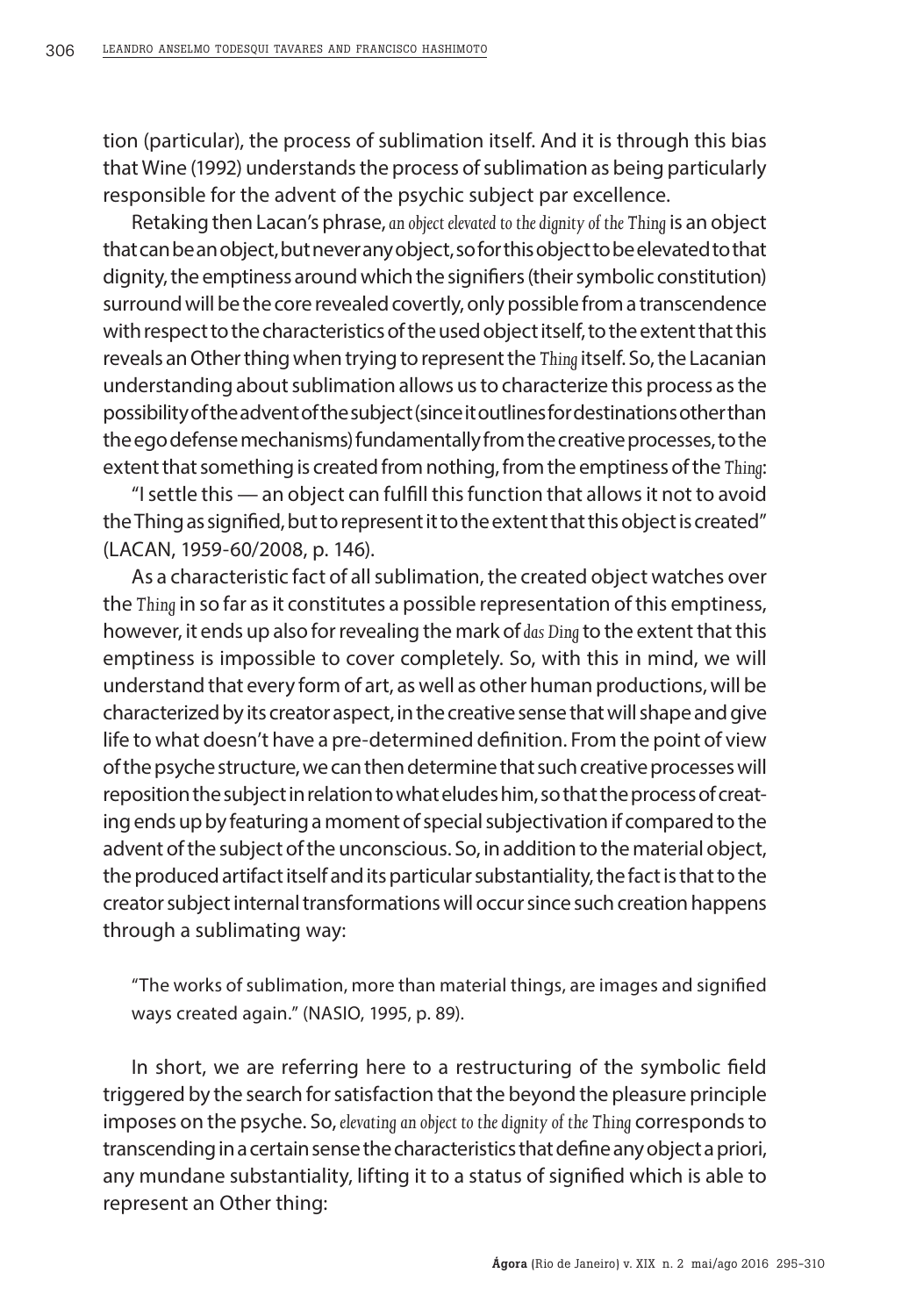tion (particular), the process of sublimation itself. And it is through this bias that Wine (1992) understands the process of sublimation as being particularly responsible for the advent of the psychic subject par excellence.

Retaking then Lacan's phrase, *an object elevated to the dignity of the Thing* is an object that can be an object, but never any object, so for this object to be elevated to that dignity, the emptiness around which the signifiers (their symbolic constitution) surround will be the core revealed covertly, only possible from a transcendence with respect to the characteristics of the used object itself, to the extent that this reveals an Other thing when trying to represent the *Thing* itself. So, the Lacanian understanding about sublimation allows us to characterize this process as the possibility of the advent of the subject (since it outlines for destinations other than the ego defense mechanisms) fundamentally from the creative processes, to the extent that something is created from nothing, from the emptiness of the *Thing*:

"I settle this — an object can fulfill this function that allows it not to avoid the Thing as signified, but to represent it to the extent that this object is created" (LACAN, 1959-60/2008, p. 146).

As a characteristic fact of all sublimation, the created object watches over the *Thing* in so far as it constitutes a possible representation of this emptiness, however, it ends up also for revealing the mark of *das Ding* to the extent that this emptiness is impossible to cover completely. So, with this in mind, we will understand that every form of art, as well as other human productions, will be characterized by its creator aspect, in the creative sense that will shape and give life to what doesn't have a pre-determined definition. From the point of view of the psyche structure, we can then determine that such creative processes will reposition the subject in relation to what eludes him, so that the process of creating ends up by featuring a moment of special subjectivation if compared to the advent of the subject of the unconscious. So, in addition to the material object, the produced artifact itself and its particular substantiality, the fact is that to the creator subject internal transformations will occur since such creation happens through a sublimating way:

> "The works of sublimation, more than material things, are images and signified ways created again." (NASIO, 1995, p. 89).

In short, we are referring here to a restructuring of the symbolic field triggered by the search for satisfaction that the beyond the pleasure principle imposes on the psyche. So, *elevating an object to the dignity of the Thing* corresponds to transcending in a certain sense the characteristics that define any object a priori, any mundane substantiality, lifting it to a status of signified which is able to represent an Other thing: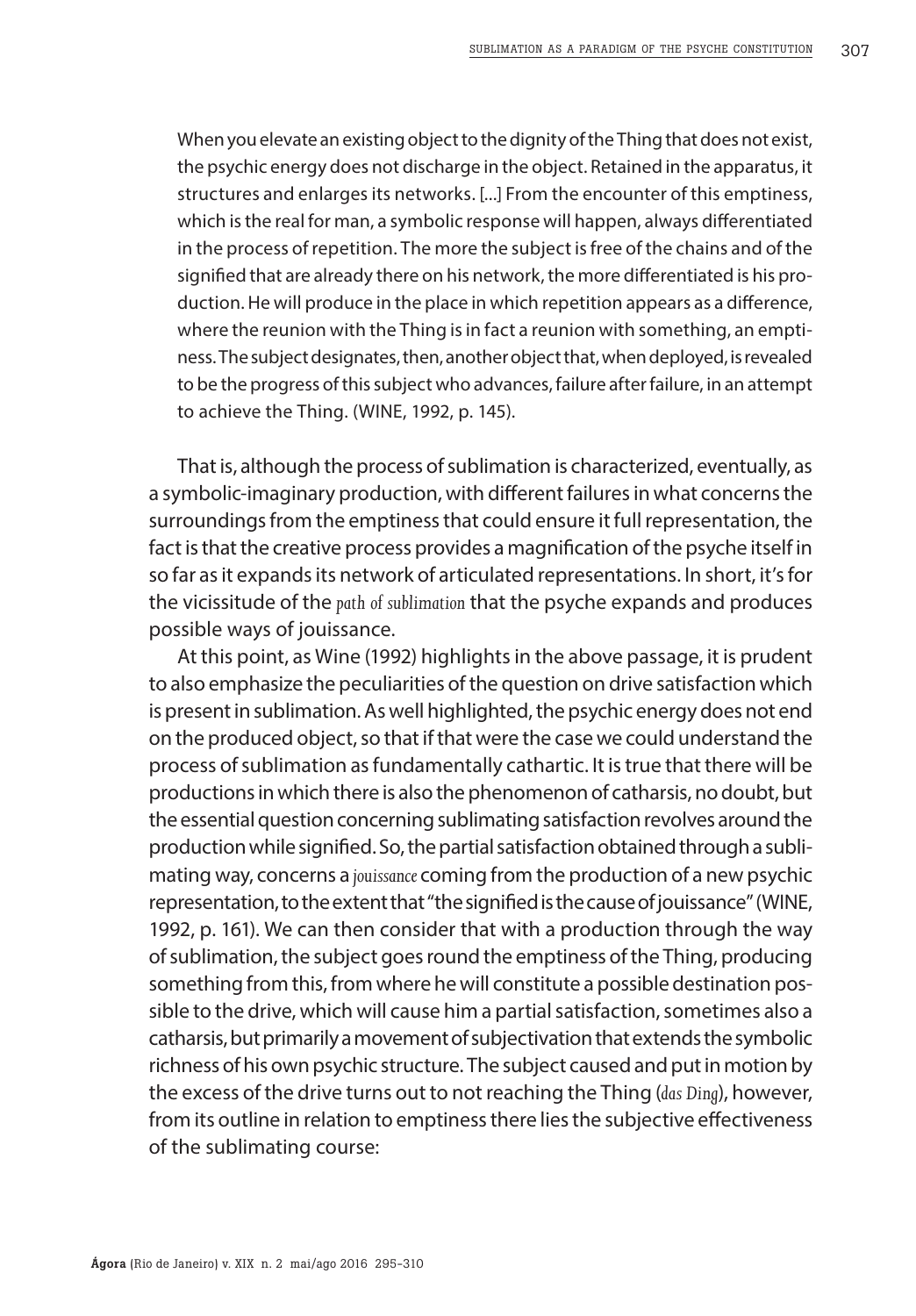> When you elevate an existing object to the dignity of the Thing that does not exist, the psychic energy does not discharge in the object. Retained in the apparatus, it structures and enlarges its networks. [...] From the encounter of this emptiness, which is the real for man, a symbolic response will happen, always differentiated in the process of repetition. The more the subject is free of the chains and of the signified that are already there on his network, the more differentiated is his production. He will produce in the place in which repetition appears as a difference, where the reunion with the Thing is in fact a reunion with something, an emptiness. The subject designates, then, another object that, when deployed, is revealed to be the progress of this subject who advances, failure after failure, in an attempt to achieve the Thing. (WINE, 1992, p. 145).

That is, although the process of sublimation is characterized, eventually, as a symbolic-imaginary production, with different failures in what concerns the surroundings from the emptiness that could ensure it full representation, the fact is that the creative process provides a magnification of the psyche itself in so far as it expands its network of articulated representations. In short, it's for the vicissitude of the *path of sublimation* that the psyche expands and produces possible ways of jouissance.

At this point, as Wine (1992) highlights in the above passage, it is prudent to also emphasize the peculiarities of the question on drive satisfaction which is present in sublimation. As well highlighted, the psychic energy does not end on the produced object, so that if that were the case we could understand the process of sublimation as fundamentally cathartic. It is true that there will be productions in which there is also the phenomenon of catharsis, no doubt, but the essential question concerning sublimating satisfaction revolves around the production while signified. So, the partial satisfaction obtained through a sublimating way, concerns a *jouissance* coming from the production of a new psychic representation, to the extent that "the signified is the cause of jouissance" (WINE, 1992, p. 161). We can then consider that with a production through the way of sublimation, the subject goes round the emptiness of the Thing, producing something from this, from where he will constitute a possible destination possible to the drive, which will cause him a partial satisfaction, sometimes also a catharsis, but primarily a movement of subjectivation that extends the symbolic richness of his own psychic structure. The subject caused and put in motion by the excess of the drive turns out to not reaching the Thing (*das Ding*), however, from its outline in relation to emptiness there lies the subjective effectiveness of the sublimating course: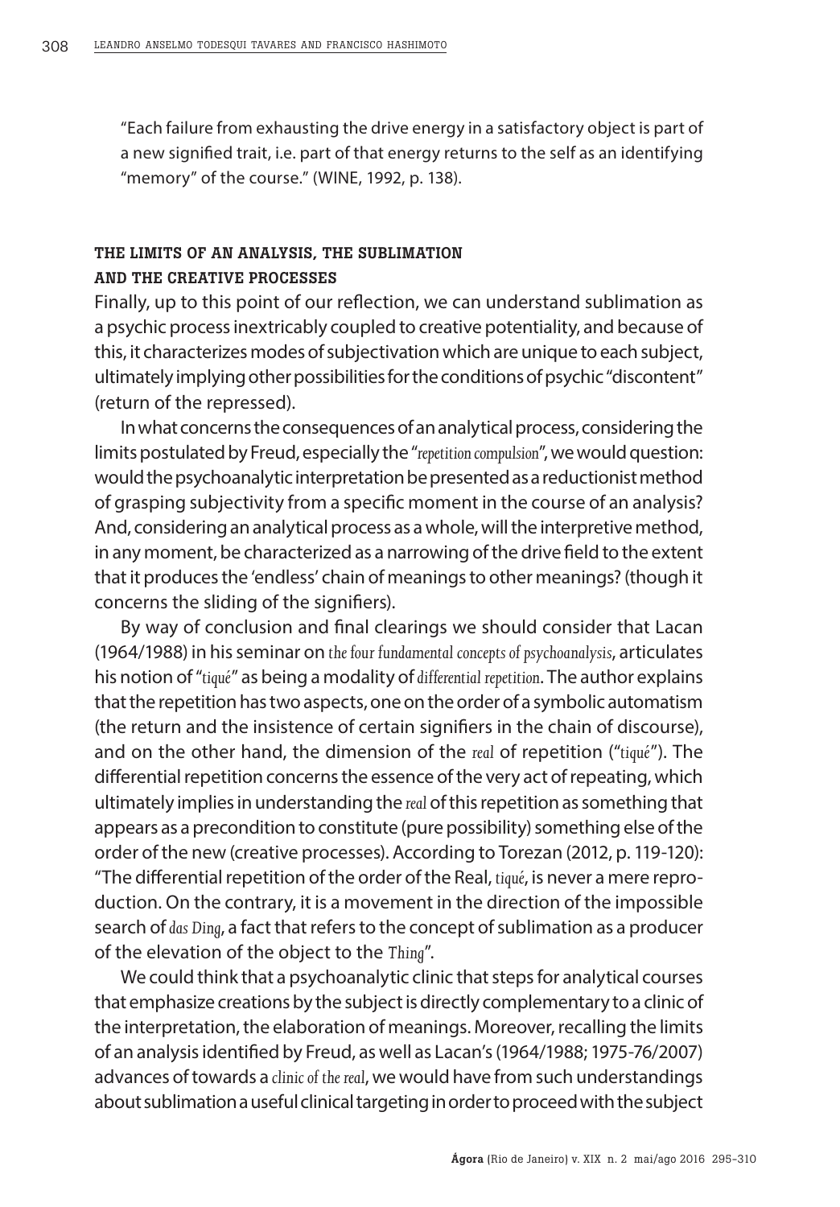"Each failure from exhausting the drive energy in a satisfactory object is part of a new signified trait, i.e. part of that energy returns to the self as an identifying "memory" of the course." (WINE, 1992, p. 138).

## THE LIMITS OF AN ANALYSIS, THE SUBLIMATION AND THE CREATIVE PROCESSES

Finally, up to this point of our reflection, we can understand sublimation as a psychic process inextricably coupled to creative potentiality, and because of this, it characterizes modes of subjectivation which are unique to each subject, ultimately implying other possibilities for the conditions of psychic "discontent" (return of the repressed).

In what concerns the consequences of an analytical process, considering the limits postulated by Freud, especially the "*repetition compulsion*", we would question: would the psychoanalytic interpretation be presented as a reductionist method of grasping subjectivity from a specific moment in the course of an analysis? And, considering an analytical process as a whole, will the interpretive method, in any moment, be characterized as a narrowing of the drive field to the extent that it produces the 'endless' chain of meanings to other meanings? (though it concerns the sliding of the signifiers).

By way of conclusion and final clearings we should consider that Lacan (1964/1988) in his seminar on *the four fundamental concepts of psychoanalysis*, articulates his notion of "*tiqué*" as being a modality of *differential repetition*. The author explains that the repetition has two aspects, one on the order of a symbolic automatism (the return and the insistence of certain signifiers in the chain of discourse), and on the other hand, the dimension of the *real* of repetition ("*tiqué*"). The differential repetition concerns the essence of the very act of repeating, which ultimately implies in understanding the *real* of this repetition as something that appears as a precondition to constitute (pure possibility) something else of the order of the new (creative processes). According to Torezan (2012, p. 119-120): "The differential repetition of the order of the Real, *tiqué*, is never a mere reproduction. On the contrary, it is a movement in the direction of the impossible search of *das Ding*, a fact that refers to the concept of sublimation as a producer of the elevation of the object to the *Thing*".

We could think that a psychoanalytic clinic that steps for analytical courses that emphasize creations by the subject is directly complementary to a clinic of the interpretation, the elaboration of meanings. Moreover, recalling the limits of an analysis identified by Freud, as well as Lacan's (1964/1988; 1975-76/2007) advances of towards a *clinic of the real*, we would have from such understandings about sublimation a useful clinical targeting in order to proceed with the subject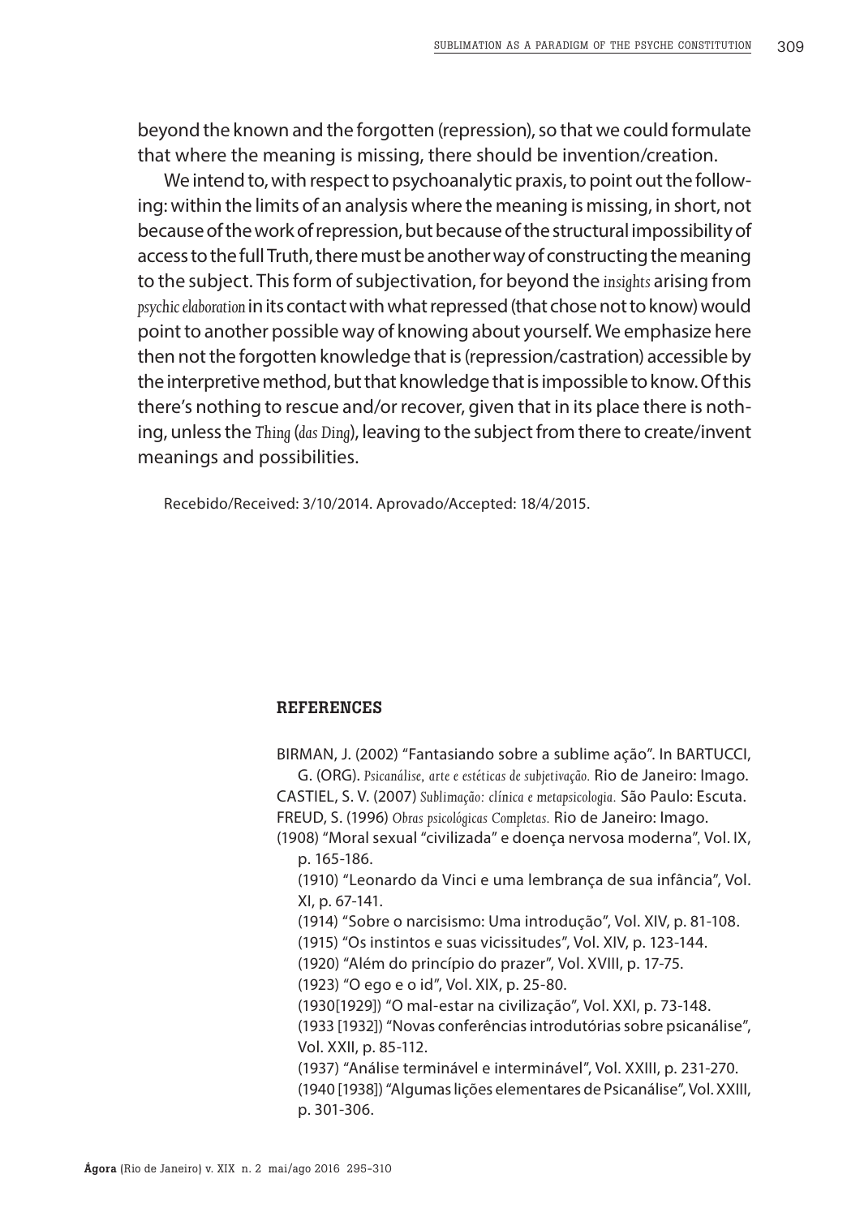beyond the known and the forgotten (repression), so that we could formulate that where the meaning is missing, there should be invention/creation.

We intend to, with respect to psychoanalytic praxis, to point out the following: within the limits of an analysis where the meaning is missing, in short, not because of the work of repression, but because of the structural impossibility of access to the full Truth, there must be another way of constructing the meaning to the subject. This form of subjectivation, for beyond the *insights* arising from *psychic elaboration* in its contact with what repressed (that chose not to know) would point to another possible way of knowing about yourself. We emphasize here then not the forgotten knowledge that is (repression/castration) accessible by the interpretive method, but that knowledge that is impossible to know. Of this there's nothing to rescue and/or recover, given that in its place there is nothing, unless the *Thing* (*das Ding*), leaving to the subject from there to create/invent meanings and possibilities.

Recebido/Received: 3/10/2014. Aprovado/Accepted: 18/4/2015.

## REFERENCES

BIRMAN, J. (2002) "Fantasiando sobre a sublime ação". In BARTUCCI, G. (ORG). *Psicanálise, arte e estéticas de subjetivação.* Rio de Janeiro: Imago.

CASTIEL, S. V. (2007) *Sublimação: clínica e metapsicologia.* São Paulo: Escuta.

FREUD, S. (1996) *Obras psicológicas Completas.* Rio de Janeiro: Imago.

(1908) "Moral sexual "civilizada" e doença nervosa moderna", Vol. IX, p. 165-186.

(1910) "Leonardo da Vinci e uma lembrança de sua infância", Vol. XI, p. 67-141.

(1914) "Sobre o narcisismo: Uma introdução", Vol. XIV, p. 81-108.

(1915) "Os instintos e suas vicissitudes", Vol. XIV, p. 123-144.

(1920) "Além do princípio do prazer", Vol. XVIII, p. 17-75.

(1923) "O ego e o id", Vol. XIX, p. 25-80.

(1930[1929]) "O mal-estar na civilização", Vol. XXI, p. 73-148.

(1933 [1932]) "Novas conferências introdutórias sobre psicanálise", Vol. XXII, p. 85-112.

(1937) "Análise terminável e interminável", Vol. XXIII, p. 231-270.

(1940 [1938]) "Algumas lições elementares de Psicanálise", Vol. XXIII, p. 301-306.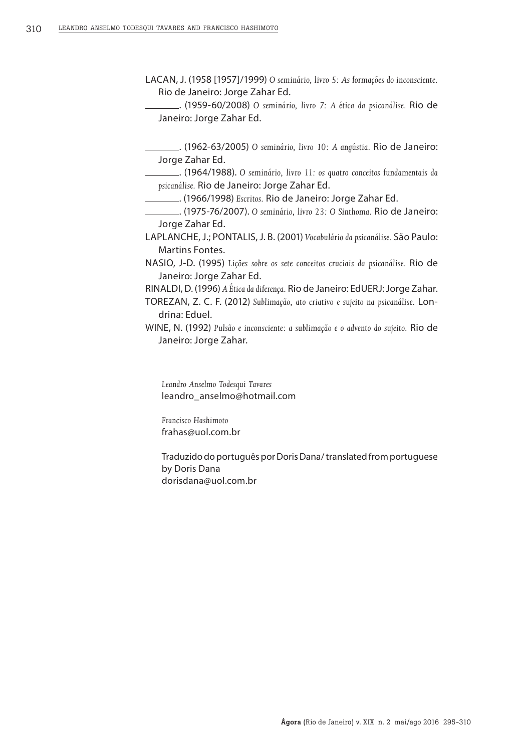LACAN, J. (1958 [1957]/1999) *O seminário, livro 5: As formações do inconsciente.* Rio de Janeiro: Jorge Zahar Ed.

\_\_\_\_\_\_\_\_. (1959-60/2008) *O seminário, livro 7: A ética da psicanálise.* Rio de Janeiro: Jorge Zahar Ed.

\_\_\_\_\_\_\_\_. (1962-63/2005) *O seminário, livro 10: A angústia.* Rio de Janeiro: Jorge Zahar Ed.

\_\_\_\_\_\_\_\_. (1964/1988). *O seminário, livro 11: os quatro conceitos fundamentais da psicanálise.* Rio de Janeiro: Jorge Zahar Ed.

\_\_\_\_\_\_\_\_. (1966/1998) *Escritos.* Rio de Janeiro: Jorge Zahar Ed.

\_\_\_\_\_\_\_\_. (1975-76/2007). *O seminário, livro 23: O Sinthoma.* Rio de Janeiro: Jorge Zahar Ed.

LAPLANCHE, J.; PONTALIS, J. B. (2001) *Vocabulário da psicanálise.* São Paulo: Martins Fontes.

NASIO, J-D. (1995) *Lições sobre os sete conceitos cruciais da psicanálise.* Rio de Janeiro: Jorge Zahar Ed.

RINALDI, D. (1996) *A Ética da diferença.* Rio de Janeiro: EdUERJ: Jorge Zahar.

TOREZAN, Z. C. F. (2012) *Sublimação, ato criativo e sujeito na psicanálise.* Londrina: Eduel.

WINE, N. (1992) *Pulsão e inconsciente: a sublimação e o advento do sujeito.* Rio de Janeiro: Jorge Zahar.

*Leandro Anselmo Todesqui Tavares*
leandro_anselmo@hotmail.com

*Francisco Hashimoto*
frahas@uol.com.br

Traduzido do português por Doris Dana/ translated from portuguese by Doris Dana
dorisdana@uol.com.br